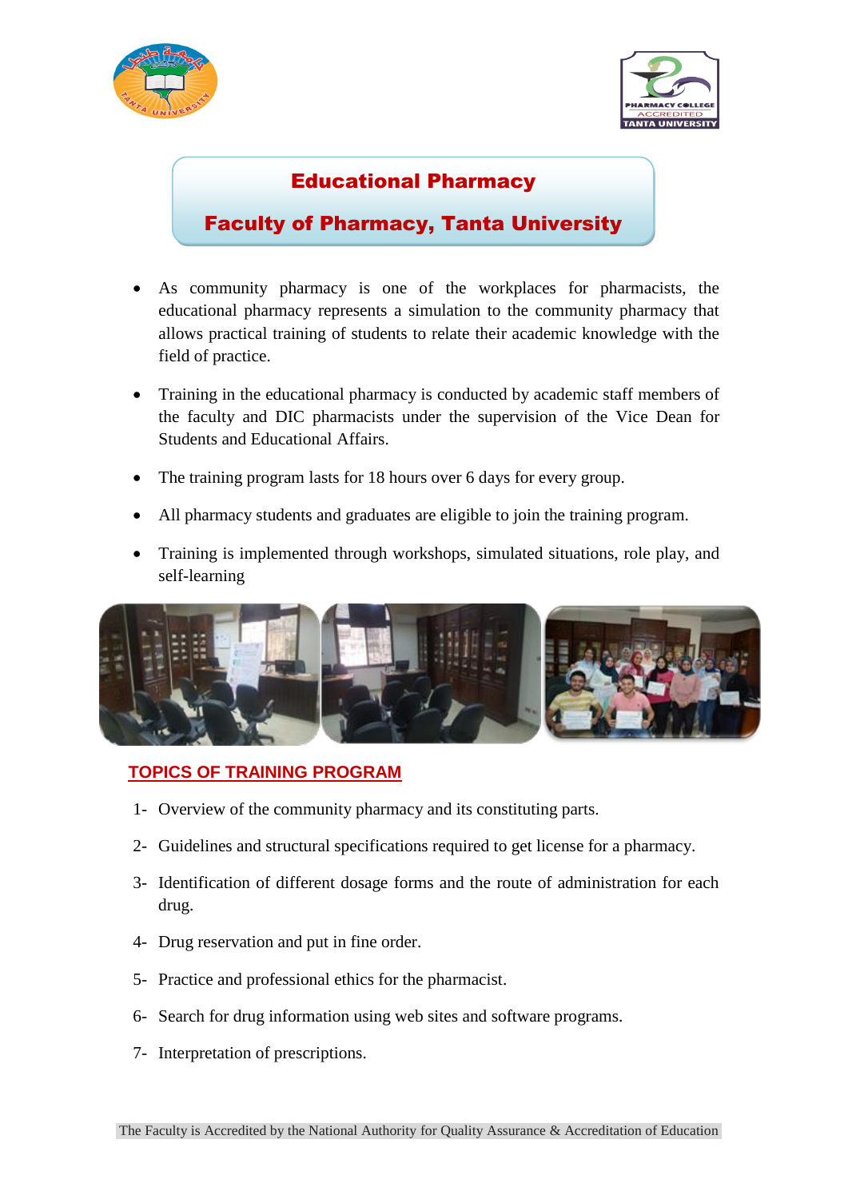# Educational Pharmacy

## Faculty of Pharmacy, Tanta University

- As community pharmacy is one of the workplaces for pharmacists, the educational pharmacy represents a simulation to the community pharmacy that allows practical training of students to relate their academic knowledge with the field of practice.
- Training in the educational pharmacy is conducted by academic staff members of the faculty and DIC pharmacists under the supervision of the Vice Dean for Students and Educational Affairs.
- The training program lasts for 18 hours over 6 days for every group.
- All pharmacy students and graduates are eligible to join the training program.
- Training is implemented through workshops, simulated situations, role play, and self-learning

## TOPICS OF TRAINING PROGRAM

1- Overview of the community pharmacy and its constituting parts.

2- Guidelines and structural specifications required to get license for a pharmacy.

3- Identification of different dosage forms and the route of administration for each drug.

4- Drug reservation and put in fine order.

5- Practice and professional ethics for the pharmacist.

6- Search for drug information using web sites and software programs.

7- Interpretation of prescriptions.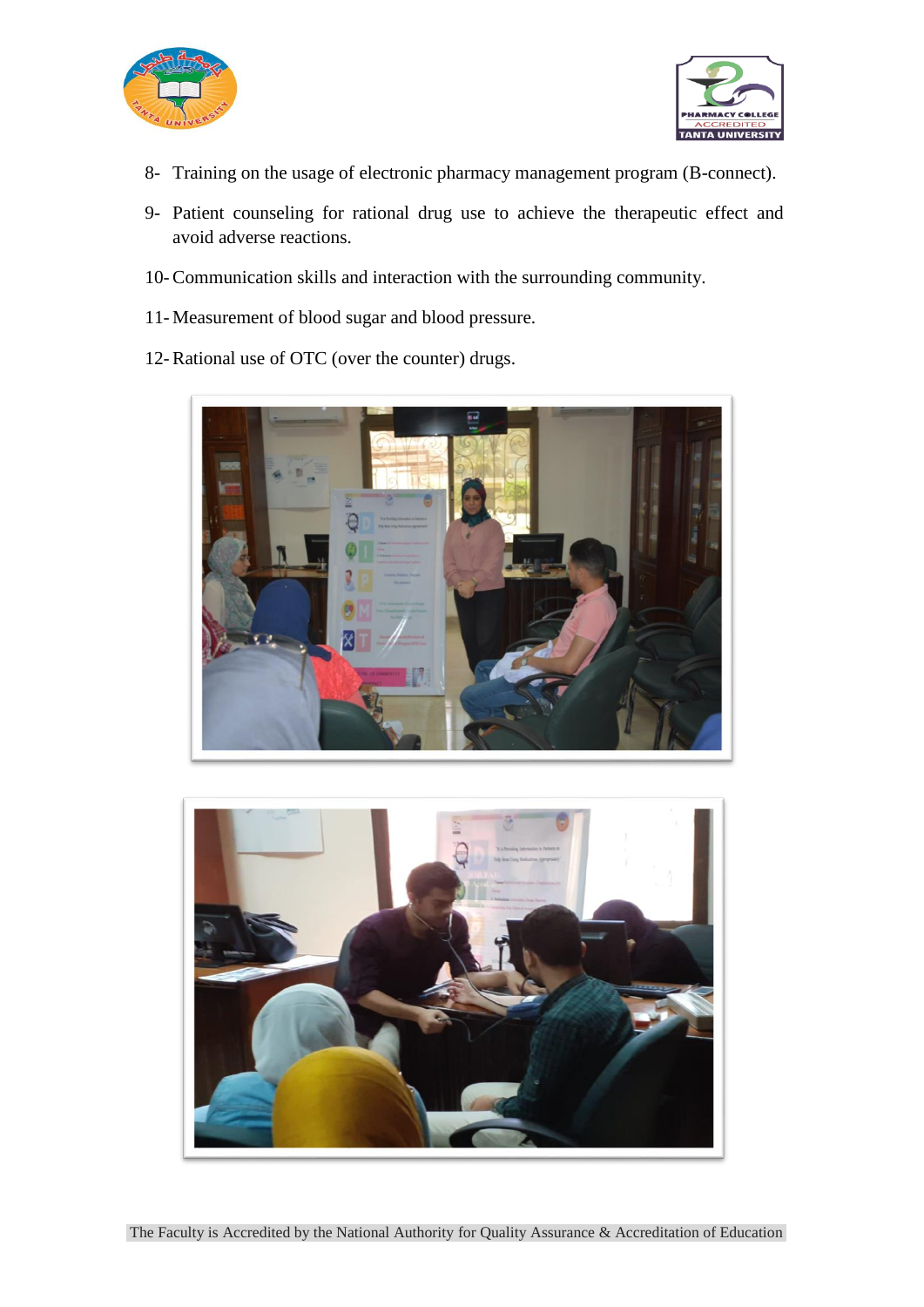8- Training on the usage of electronic pharmacy management program (B-connect).

9- Patient counseling for rational drug use to achieve the therapeutic effect and avoid adverse reactions.

10- Communication skills and interaction with the surrounding community.

11- Measurement of blood sugar and blood pressure.

12- Rational use of OTC (over the counter) drugs.